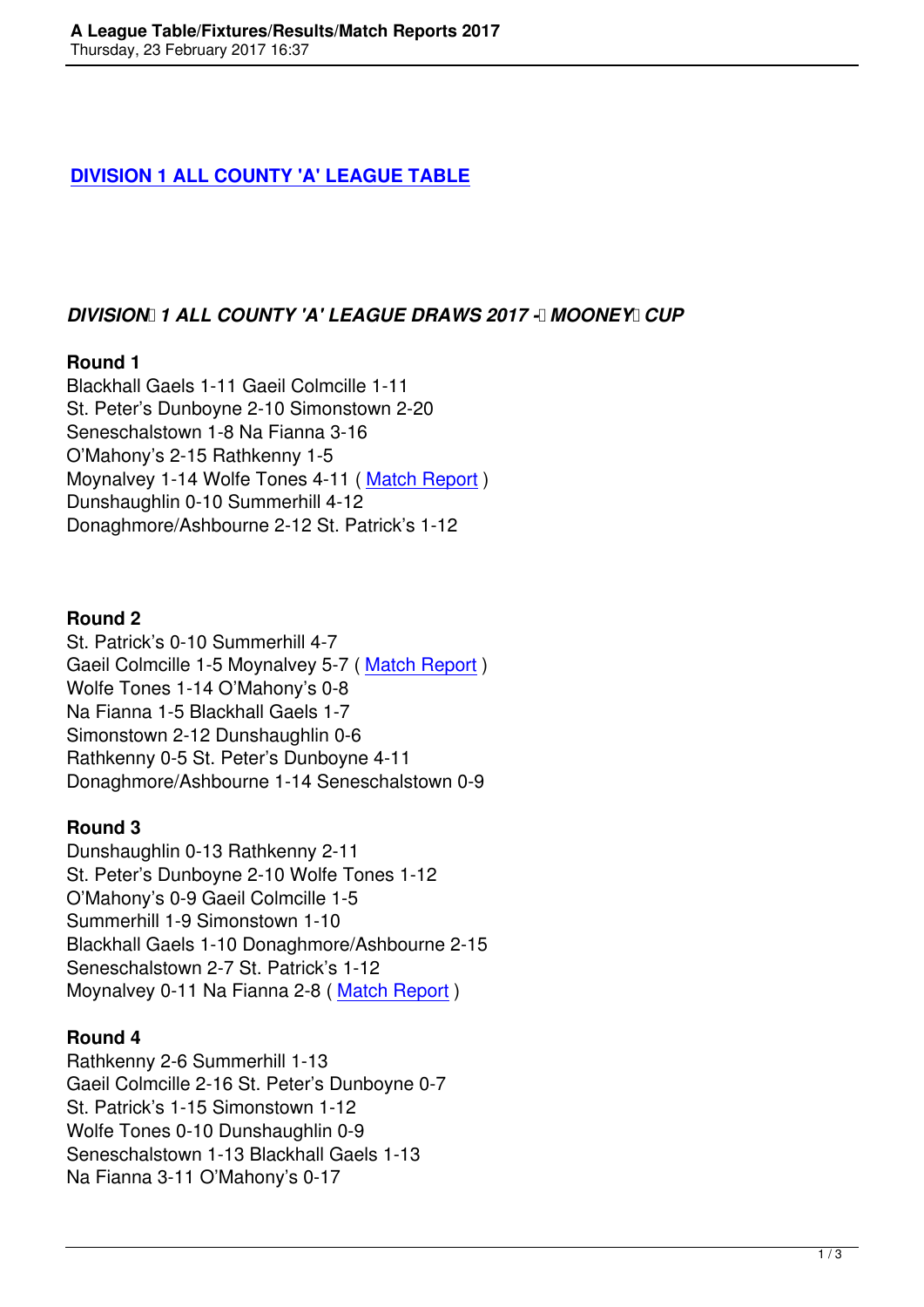## [DIVISION 1 ALL COUNTY 'A' LEAGUE TABLE]

### *DIVISION 1 ALL COUNTY 'A' LEAGUE DRAWS 2017 - MOONEY CUP*

**Round 1**

Blackhall Gaels 1-11 Gaeil Colmcille 1-11
St. Peter's Dunboyne 2-10 Simonstown 2-20
Seneschalstown 1-8 Na Fianna 3-16
O'Mahony's 2-15 Rathkenny 1-5
Moynalvey 1-14 Wolfe Tones 4-11 ( Match Report )
Dunshaughlin 0-10 Summerhill 4-12
Donaghmore/Ashbourne 2-12 St. Patrick's 1-12

**Round 2**

St. Patrick's 0-10 Summerhill 4-7
Gaeil Colmcille 1-5 Moynalvey 5-7 ( Match Report )
Wolfe Tones 1-14 O'Mahony's 0-8
Na Fianna 1-5 Blackhall Gaels 1-7
Simonstown 2-12 Dunshaughlin 0-6
Rathkenny 0-5 St. Peter's Dunboyne 4-11
Donaghmore/Ashbourne 1-14 Seneschalstown 0-9

**Round 3**

Dunshaughlin 0-13 Rathkenny 2-11
St. Peter's Dunboyne 2-10 Wolfe Tones 1-12
O'Mahony's 0-9 Gaeil Colmcille 1-5
Summerhill 1-9 Simonstown 1-10
Blackhall Gaels 1-10 Donaghmore/Ashbourne 2-15
Seneschalstown 2-7 St. Patrick's 1-12
Moynalvey 0-11 Na Fianna 2-8 ( Match Report )

**Round 4**

Rathkenny 2-6 Summerhill 1-13
Gaeil Colmcille 2-16 St. Peter's Dunboyne 0-7
St. Patrick's 1-15 Simonstown 1-12
Wolfe Tones 0-10 Dunshaughlin 0-9
Seneschalstown 1-13 Blackhall Gaels 1-13
Na Fianna 3-11 O'Mahony's 0-17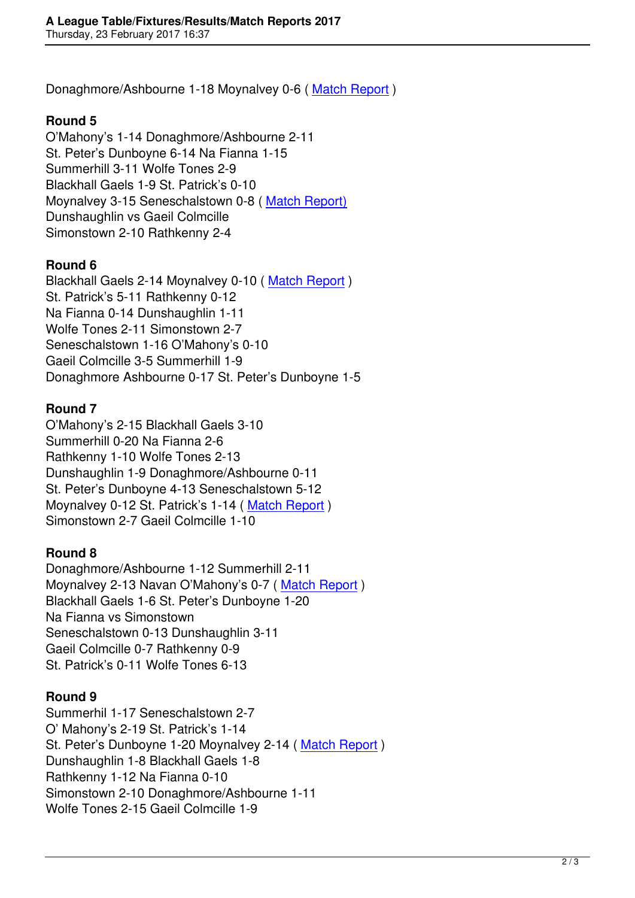Donaghmore/Ashbourne 1-18 Moynalvey 0-6 ( Match Report )

**Round 5**

O'Mahony's 1-14 Donaghmore/Ashbourne 2-11
St. Peter's Dunboyne 6-14 Na Fianna 1-15
Summerhill 3-11 Wolfe Tones 2-9
Blackhall Gaels 1-9 St. Patrick's 0-10
Moynalvey 3-15 Seneschalstown 0-8 ( Match Report)
Dunshaughlin vs Gaeil Colmcille
Simonstown 2-10 Rathkenny 2-4

**Round 6**

Blackhall Gaels 2-14 Moynalvey 0-10 ( Match Report )
St. Patrick's 5-11 Rathkenny 0-12
Na Fianna 0-14 Dunshaughlin 1-11
Wolfe Tones 2-11 Simonstown 2-7
Seneschalstown 1-16 O'Mahony's 0-10
Gaeil Colmcille 3-5 Summerhill 1-9
Donaghmore Ashbourne 0-17 St. Peter's Dunboyne 1-5

**Round 7**

O'Mahony's 2-15 Blackhall Gaels 3-10
Summerhill 0-20 Na Fianna 2-6
Rathkenny 1-10 Wolfe Tones 2-13
Dunshaughlin 1-9 Donaghmore/Ashbourne 0-11
St. Peter's Dunboyne 4-13 Seneschalstown 5-12
Moynalvey 0-12 St. Patrick's 1-14 ( Match Report )
Simonstown 2-7 Gaeil Colmcille 1-10

**Round 8**

Donaghmore/Ashbourne 1-12 Summerhill 2-11
Moynalvey 2-13 Navan O'Mahony's 0-7 ( Match Report )
Blackhall Gaels 1-6 St. Peter's Dunboyne 1-20
Na Fianna vs Simonstown
Seneschalstown 0-13 Dunshaughlin 3-11
Gaeil Colmcille 0-7 Rathkenny 0-9
St. Patrick's 0-11 Wolfe Tones 6-13

**Round 9**

Summerhil 1-17 Seneschalstown 2-7
O' Mahony's 2-19 St. Patrick's 1-14
St. Peter's Dunboyne 1-20 Moynalvey 2-14 ( Match Report )
Dunshaughlin 1-8 Blackhall Gaels 1-8
Rathkenny 1-12 Na Fianna 0-10
Simonstown 2-10 Donaghmore/Ashbourne 1-11
Wolfe Tones 2-15 Gaeil Colmcille 1-9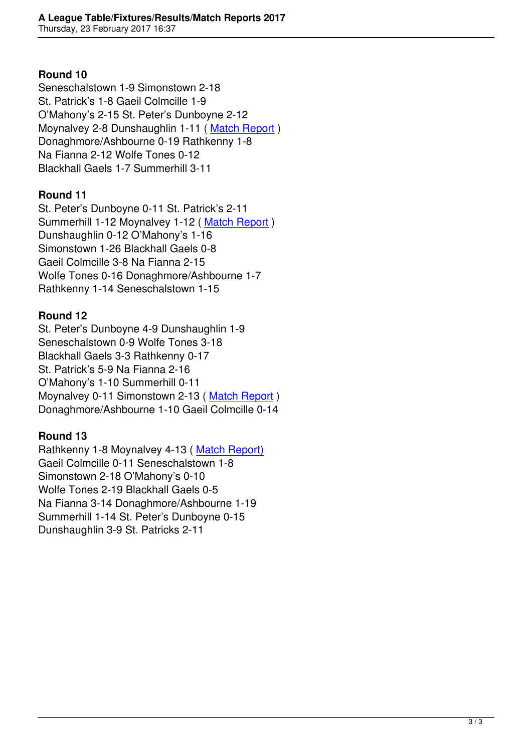**Round 10**

Seneschalstown 1-9 Simonstown 2-18
St. Patrick's 1-8 Gaeil Colmcille 1-9
O'Mahony's 2-15 St. Peter's Dunboyne 2-12
Moynalvey 2-8 Dunshaughlin 1-11 ( Match Report )
Donaghmore/Ashbourne 0-19 Rathkenny 1-8
Na Fianna 2-12 Wolfe Tones 0-12
Blackhall Gaels 1-7 Summerhill 3-11

**Round 11**

St. Peter's Dunboyne 0-11 St. Patrick's 2-11
Summerhill 1-12 Moynalvey 1-12 ( Match Report )
Dunshaughlin 0-12 O'Mahony's 1-16
Simonstown 1-26 Blackhall Gaels 0-8
Gaeil Colmcille 3-8 Na Fianna 2-15
Wolfe Tones 0-16 Donaghmore/Ashbourne 1-7
Rathkenny 1-14 Seneschalstown 1-15

**Round 12**

St. Peter's Dunboyne 4-9 Dunshaughlin 1-9
Seneschalstown 0-9 Wolfe Tones 3-18
Blackhall Gaels 3-3 Rathkenny 0-17
St. Patrick's 5-9 Na Fianna 2-16
O'Mahony's 1-10 Summerhill 0-11
Moynalvey 0-11 Simonstown 2-13 ( Match Report )
Donaghmore/Ashbourne 1-10 Gaeil Colmcille 0-14

**Round 13**

Rathkenny 1-8 Moynalvey 4-13 ( Match Report)
Gaeil Colmcille 0-11 Seneschalstown 1-8
Simonstown 2-18 O'Mahony's 0-10
Wolfe Tones 2-19 Blackhall Gaels 0-5
Na Fianna 3-14 Donaghmore/Ashbourne 1-19
Summerhill 1-14 St. Peter's Dunboyne 0-15
Dunshaughlin 3-9 St. Patricks 2-11